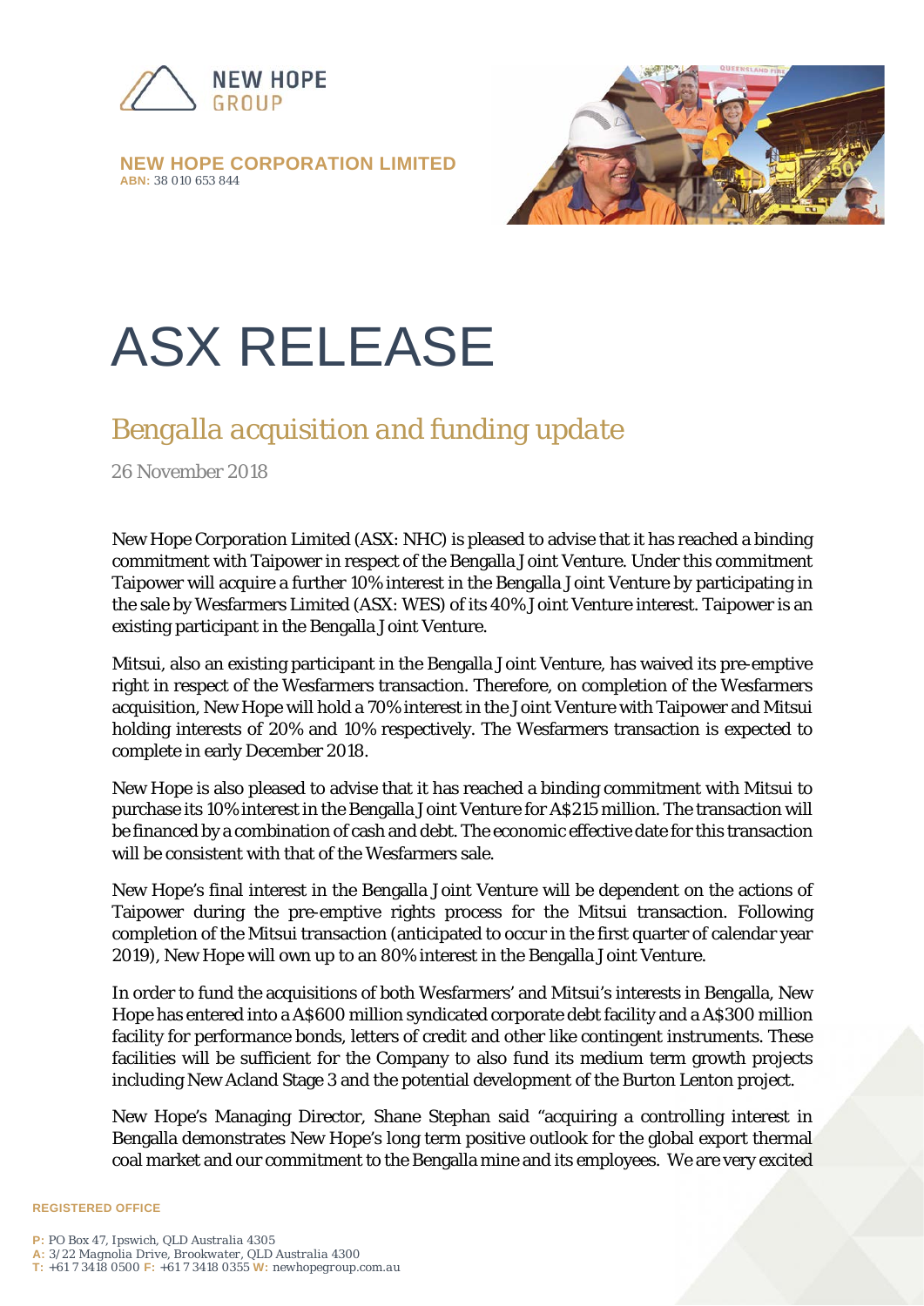**NEW HOPE CORPORATION LIMITED**
**ABN:** 38 010 653 844

# ASX RELEASE

## *Bengalla acquisition and funding update*

26 November 2018

New Hope Corporation Limited (ASX: NHC) is pleased to advise that it has reached a binding commitment with Taipower in respect of the Bengalla Joint Venture. Under this commitment Taipower will acquire a further 10% interest in the Bengalla Joint Venture by participating in the sale by Wesfarmers Limited (ASX: WES) of its 40% Joint Venture interest. Taipower is an existing participant in the Bengalla Joint Venture.

Mitsui, also an existing participant in the Bengalla Joint Venture, has waived its pre-emptive right in respect of the Wesfarmers transaction. Therefore, on completion of the Wesfarmers acquisition, New Hope will hold a 70% interest in the Joint Venture with Taipower and Mitsui holding interests of 20% and 10% respectively. The Wesfarmers transaction is expected to complete in early December 2018.

New Hope is also pleased to advise that it has reached a binding commitment with Mitsui to purchase its 10% interest in the Bengalla Joint Venture for A$215 million. The transaction will be financed by a combination of cash and debt. The economic effective date for this transaction will be consistent with that of the Wesfarmers sale.

New Hope's final interest in the Bengalla Joint Venture will be dependent on the actions of Taipower during the pre-emptive rights process for the Mitsui transaction. Following completion of the Mitsui transaction (anticipated to occur in the first quarter of calendar year 2019), New Hope will own up to an 80% interest in the Bengalla Joint Venture.

In order to fund the acquisitions of both Wesfarmers' and Mitsui's interests in Bengalla, New Hope has entered into a A$600 million syndicated corporate debt facility and a A$300 million facility for performance bonds, letters of credit and other like contingent instruments. These facilities will be sufficient for the Company to also fund its medium term growth projects including New Acland Stage 3 and the potential development of the Burton Lenton project.

New Hope's Managing Director, Shane Stephan said "acquiring a controlling interest in Bengalla demonstrates New Hope's long term positive outlook for the global export thermal coal market and our commitment to the Bengalla mine and its employees. We are very excited

**REGISTERED OFFICE**

**P:** PO Box 47, Ipswich, QLD Australia 4305
**A:** 3/22 Magnolia Drive, Brookwater, QLD Australia 4300
**T:** +61 7 3418 0500 **F:** +61 7 3418 0355 **W:** newhopegroup.com.au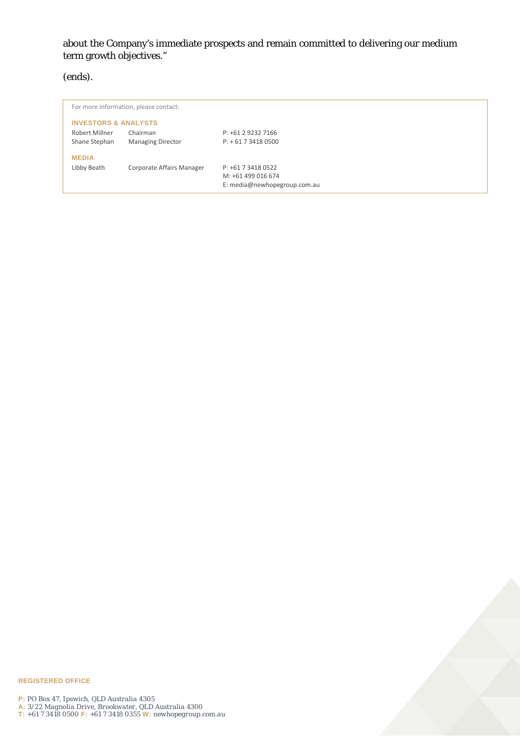about the Company's immediate prospects and remain committed to delivering our medium term growth objectives."

(ends).

For more information, please contact:

**INVESTORS & ANALYSTS**

| | | |
|---|---|---|
| Robert Millner | Chairman | P: +61 2 9232 7166 |
| Shane Stephan | Managing Director | P: + 61 7 3418 0500 |

**MEDIA**

| | | |
|---|---|---|
| Libby Beath | Corporate Affairs Manager | P: +61 7 3418 0522<br>M: +61 499 016 674<br>E: media@newhopegroup.com.au |

**REGISTERED OFFICE**

**P:** PO Box 47, Ipswich, QLD Australia 4305
**A:** 3/22 Magnolia Drive, Brookwater, QLD Australia 4300
**T:** +61 7 3418 0500 **F:** +61 7 3418 0355 **W:** newhopegroup.com.au